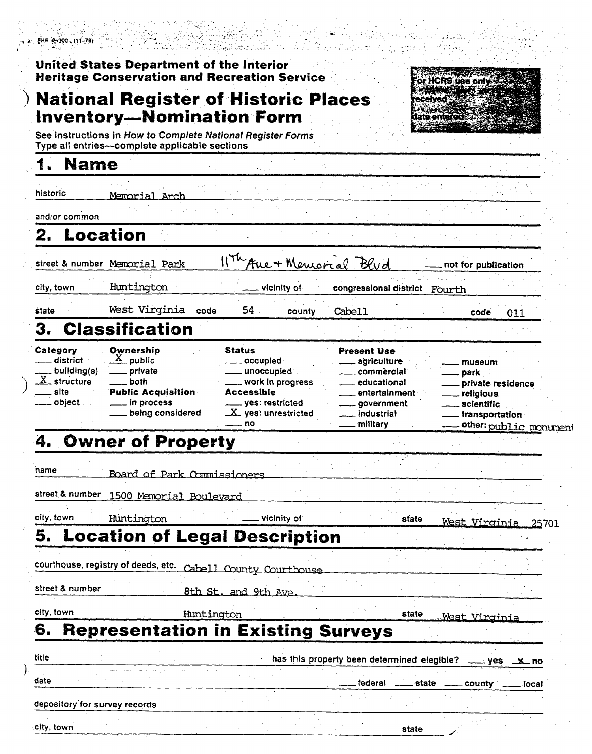FHR-8-300 (11-78)

**United States Department of the Interior**
**Heritage Conservation and Recreation Service**

For HCRS use only
received
date entered

# National Register of Historic Places Inventory—Nomination Form

See instructions in *How to Complete National Register Forms*
Type all entries—complete applicable sections

## 1. Name

historic Memorial Arch

and/or common

## 2. Location

street & number Memorial Park 11th Ave + Memorial Blvd ___ not for publication

city, town Huntington ___ vicinity of congressional district Fourth

state West Virginia code 54 county Cabell code 011

## 3. Classification

| Category | Ownership | Status | Present Use | |
|---|---|---|---|---|
| ___ district | X public | ___ occupied | ___ agriculture | ___ museum |
| ___ building(s) | ___ private | ___ unoccupied | ___ commercial | ___ park |
| X structure | ___ both | ___ work in progress | ___ educational | ___ private residence |
| ___ site | **Public Acquisition** | **Accessible** | ___ entertainment | ___ religious |
| ___ object | ___ in process | ___ yes: restricted | ___ government | ___ scientific |
| | ___ being considered | X yes: unrestricted | ___ industrial | ___ transportation |
| | | ___ no | ___ military | ___ other: public monument |

## 4. Owner of Property

name Board of Park Commissioners

street & number 1500 Memorial Boulevard

city, town Huntington ___ vicinity of state West Virginia 25701

## 5. Location of Legal Description

courthouse, registry of deeds, etc. Cabell County Courthouse

street & number 8th St. and 9th Ave.

city, town Huntington state West Virginia

## 6. Representation in Existing Surveys

title has this property been determined elegible? ___ yes X no

date ___ federal ___ state ___ county ___ local

depository for survey records

city, town state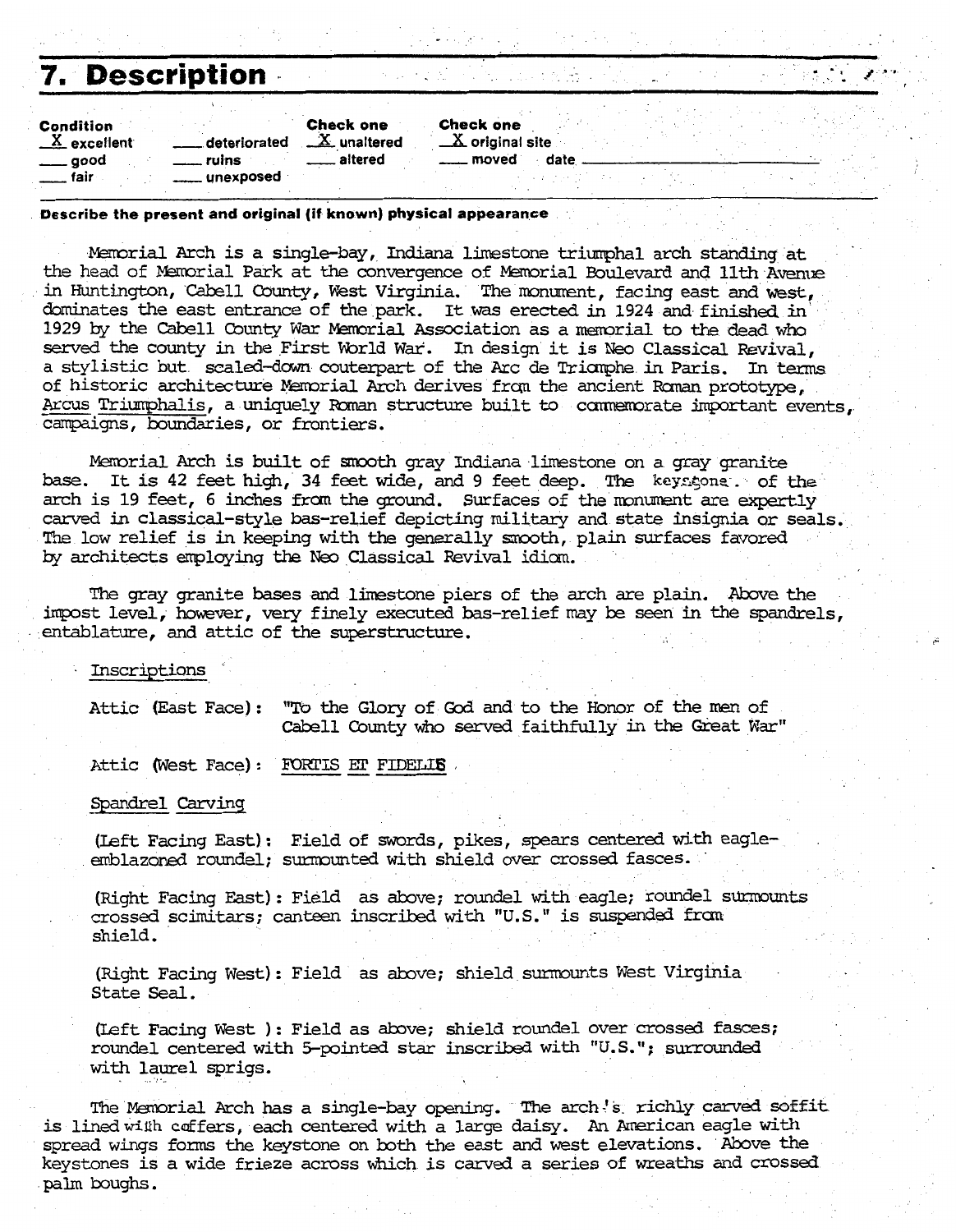## 7. Description

| Condition | | Check one | Check one |
|---|---|---|---|
| X excellent | ___ deteriorated | X unaltered | X original site |
| ___ good | ___ ruins | ___ altered | ___ moved date ___ |
| ___ fair | ___ unexposed | | |

**Describe the present and original (if known) physical appearance**

Memorial Arch is a single-bay, Indiana limestone triumphal arch standing at the head of Memorial Park at the convergence of Memorial Boulevard and 11th Avenue in Huntington, Cabell County, West Virginia. The monument, facing east and west, dominates the east entrance of the park. It was erected in 1924 and finished in 1929 by the Cabell County War Memorial Association as a memorial to the dead who served the county in the First World War. In design it is Neo Classical Revival, a stylistic but scaled-down couterpart of the Arc de Triomphe in Paris. In terms of historic architecture Memorial Arch derives from the ancient Roman prototype, Arcus Triumphalis, a uniquely Roman structure built to commemorate important events, campaigns, boundaries, or frontiers.

Memorial Arch is built of smooth gray Indiana limestone on a gray granite base. It is 42 feet high, 34 feet wide, and 9 feet deep. The keystone of the arch is 19 feet, 6 inches from the ground. Surfaces of the monument are expertly carved in classical-style bas-relief depicting military and state insignia or seals. The low relief is in keeping with the generally smooth, plain surfaces favored by architects employing the Neo Classical Revival idiom.

The gray granite bases and limestone piers of the arch are plain. Above the impost level, however, very finely executed bas-relief may be seen in the spandrels, entablature, and attic of the superstructure.

Inscriptions

Attic (East Face): "To the Glory of God and to the Honor of the men of Cabell County who served faithfully in the Great War"

Attic (West Face): FORTIS ET FIDELIS

Spandrel Carving

(Left Facing East): Field of swords, pikes, spears centered with eagle-emblazoned roundel; surmounted with shield over crossed fasces.

(Right Facing East): Field as above; roundel with eagle; roundel surmounts crossed scimitars; canteen inscribed with "U.S." is suspended from shield.

(Right Facing West): Field as above; shield surmounts West Virginia State Seal.

(Left Facing West ): Field as above; shield roundel over crossed fasces; roundel centered with 5-pointed star inscribed with "U.S."; surrounded with laurel sprigs.

The Memorial Arch has a single-bay opening. The arch's richly carved soffit is lined with coffers, each centered with a large daisy. An American eagle with spread wings forms the keystone on both the east and west elevations. Above the keystones is a wide frieze across which is carved a series of wreaths and crossed palm boughs.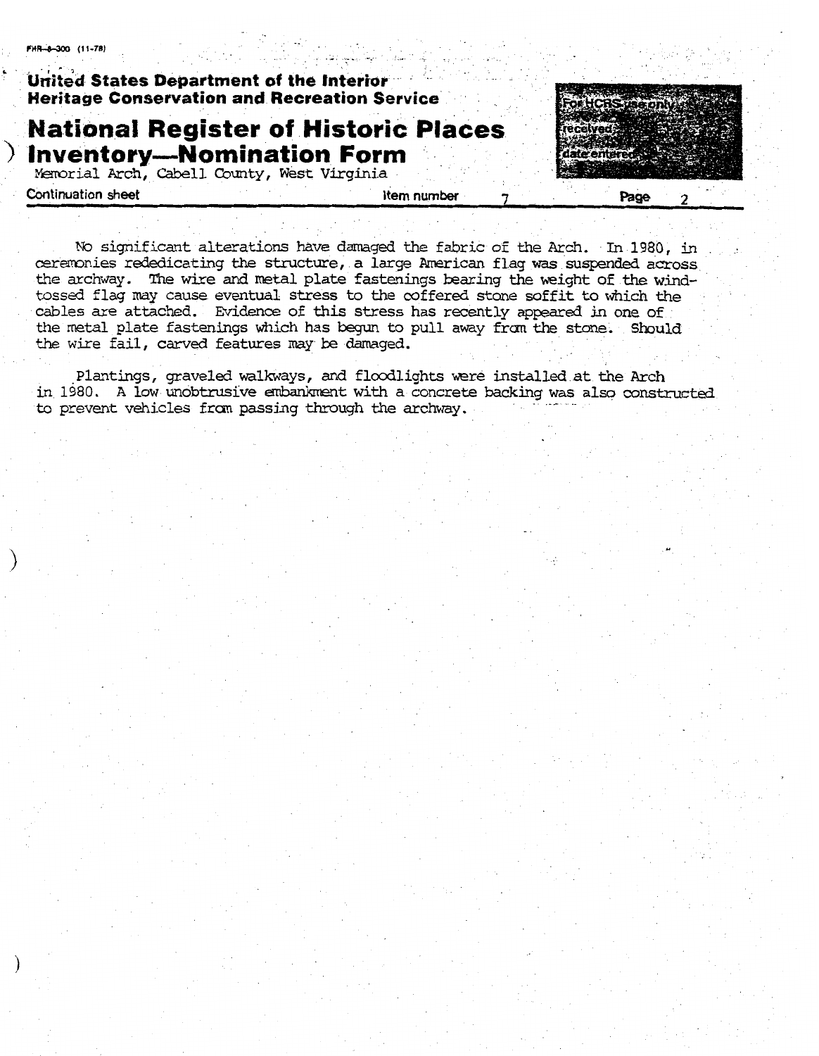Memorial Arch, Cabell County, West Virginia

Continuation sheet | Item number 7 | Page 2

No significant alterations have damaged the fabric of the Arch. In 1980, in ceremonies rededicating the structure, a large American flag was suspended across the archway. The wire and metal plate fastenings bearing the weight of the wind-tossed flag may cause eventual stress to the coffered stone soffit to which the cables are attached. Evidence of this stress has recently appeared in one of the metal plate fastenings which has begun to pull away from the stone. Should the wire fail, carved features may be damaged.

Plantings, graveled walkways, and floodlights were installed at the Arch in 1980. A low unobtrusive embankment with a concrete backing was also constructed to prevent vehicles from passing through the archway.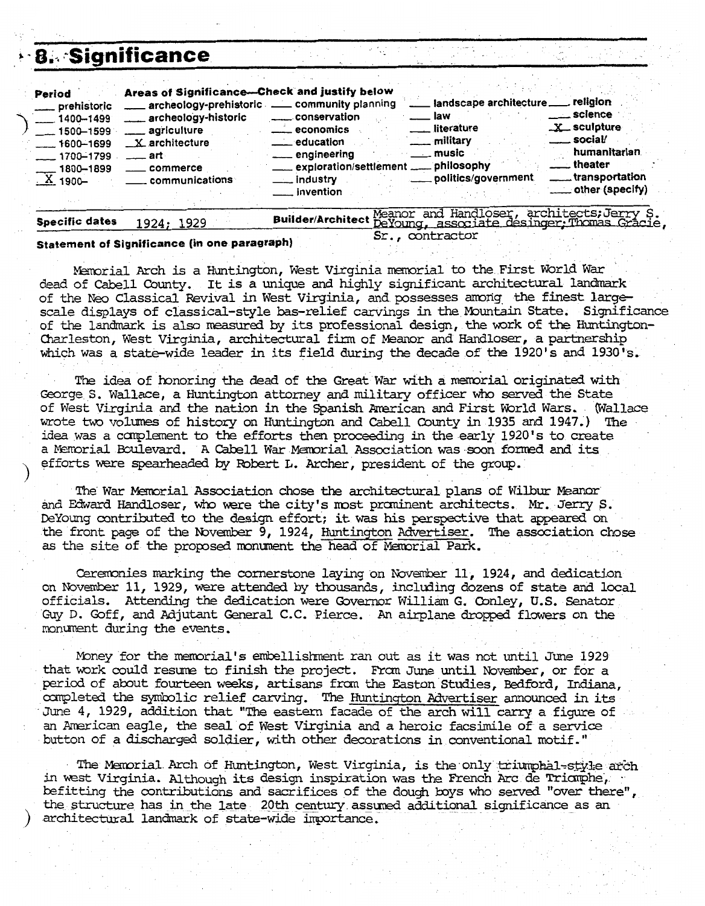# 8. Significance

| Period | Areas of Significance—Check and justify below | | | |
|---|---|---|---|---|
| ___ prehistoric | ___ archeology-prehistoric | ___ community planning | ___ landscape architecture | ___ religion |
| ___ 1400–1499 | ___ archeology-historic | ___ conservation | ___ law | ___ science |
| ___ 1500–1599 | ___ agriculture | ___ economics | ___ literature | X sculpture |
| ___ 1600–1699 | X architecture | ___ education | ___ military | ___ social/humanitarian |
| ___ 1700–1799 | ___ art | ___ engineering | ___ music | ___ theater |
| ___ 1800–1899 | ___ commerce | ___ exploration/settlement | ___ philosophy | ___ transportation |
| X 1900– | ___ communications | ___ industry | ___ politics/government | ___ other (specify) |
| | | ___ invention | | |

**Specific dates** 1924; 1929 **Builder/Architect** Meanor and Handloser, architects; Jerry S. DeYoung, associate desinger; Thomas Gracie, Sr., contractor

**Statement of Significance (in one paragraph)**

Memorial Arch is a Huntington, West Virginia memorial to the First World War dead of Cabell County. It is a unique and highly significant architectural landmark of the Neo Classical Revival in West Virginia, and possesses among the finest large-scale displays of classical-style bas-relief carvings in the Mountain State. Significance of the landmark is also measured by its professional design, the work of the Huntington-Charleston, West Virginia, architectural firm of Meanor and Handloser, a partnership which was a state-wide leader in its field during the decade of the 1920's and 1930's.

The idea of honoring the dead of the Great War with a memorial originated with George S. Wallace, a Huntington attorney and military officer who served the State of West Virginia and the nation in the Spanish American and First World Wars. (Wallace wrote two volumes of history on Huntington and Cabell County in 1935 and 1947.) The idea was a complement to the efforts then proceeding in the early 1920's to create a Memorial Boulevard. A Cabell War Memorial Association was soon formed and its efforts were spearheaded by Robert L. Archer, president of the group.

The War Memorial Association chose the architectural plans of Wilbur Meanor and Edward Handloser, who were the city's most prominent architects. Mr. Jerry S. DeYoung contributed to the design effort; it was his perspective that appeared on the front page of the November 9, 1924, Huntington Advertiser. The association chose as the site of the proposed monument the head of Memorial Park.

Ceremonies marking the cornerstone laying on November 11, 1924, and dedication on November 11, 1929, were attended by thousands, including dozens of state and local officials. Attending the dedication were Governor William G. Conley, U.S. Senator Guy D. Goff, and Adjutant General C.C. Pierce. An airplane dropped flowers on the monument during the events.

Money for the memorial's embellishment ran out as it was not until June 1929 that work could resume to finish the project. From June until November, or for a period of about fourteen weeks, artisans from the Easton Studies, Bedford, Indiana, completed the symbolic relief carving. The Huntington Advertiser announced in its June 4, 1929, addition that "The eastern facade of the arch will carry a figure of an American eagle, the seal of West Virginia and a heroic facsimile of a service button of a discharged soldier, with other decorations in conventional motif."

The Memorial Arch of Huntington, West Virginia, is the only triumphal-style arch in West Virginia. Although its design inspiration was the French Arc de Triomphe, befitting the contributions and sacrifices of the dough boys who served "over there", the structure has in the late 20th century assumed additional significance as an architectural landmark of state-wide importance.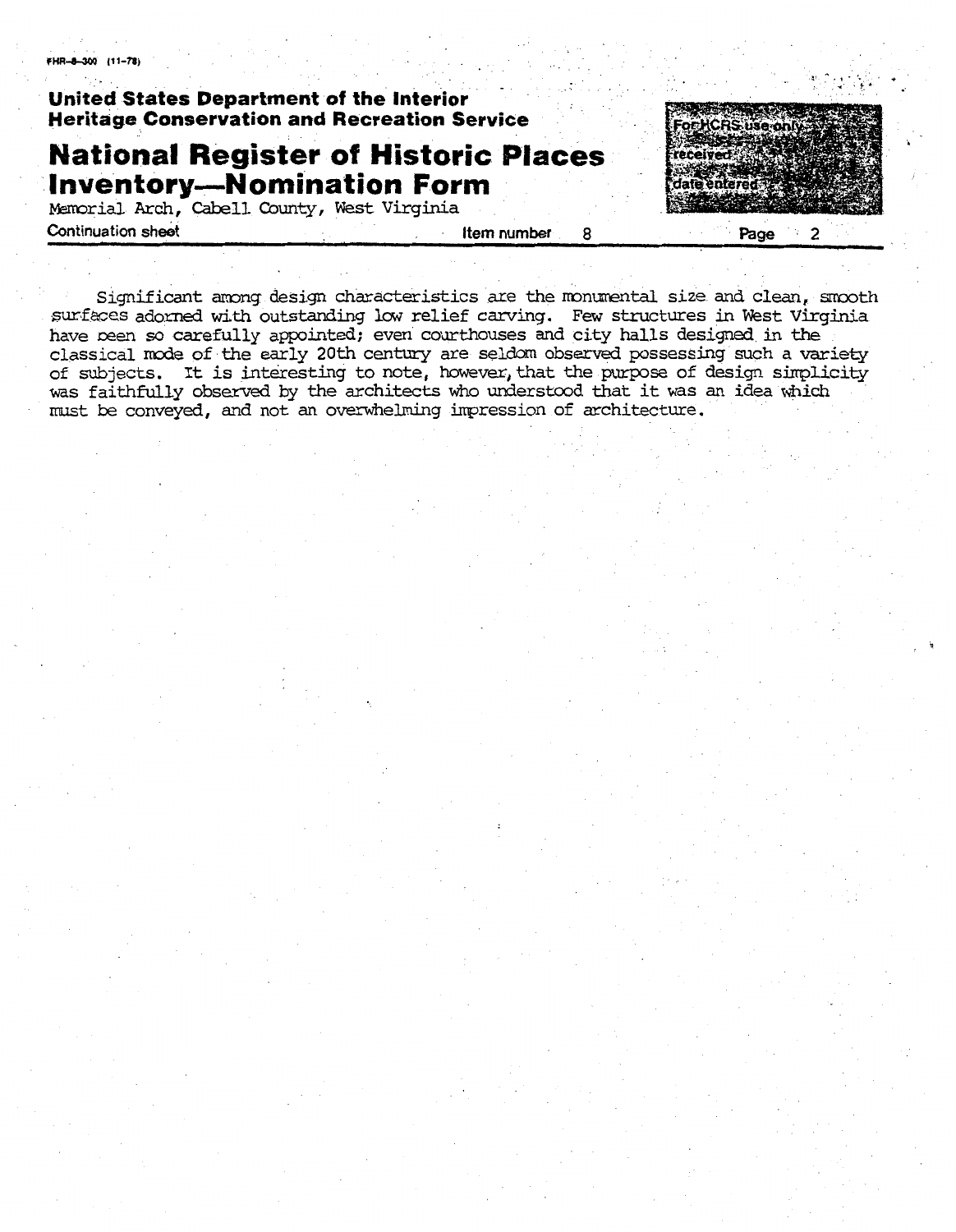Memorial Arch, Cabell County, West Virginia

Continuation sheet — Item number 8 — Page 2

Significant among design characteristics are the monumental size and clean, smooth surfaces adorned with outstanding low relief carving. Few structures in West Virginia have been so carefully appointed; even courthouses and city halls designed in the classical mode of the early 20th century are seldom observed possessing such a variety of subjects. It is interesting to note, however, that the purpose of design simplicity was faithfully observed by the architects who understood that it was an idea which must be conveyed, and not an overwhelming impression of architecture.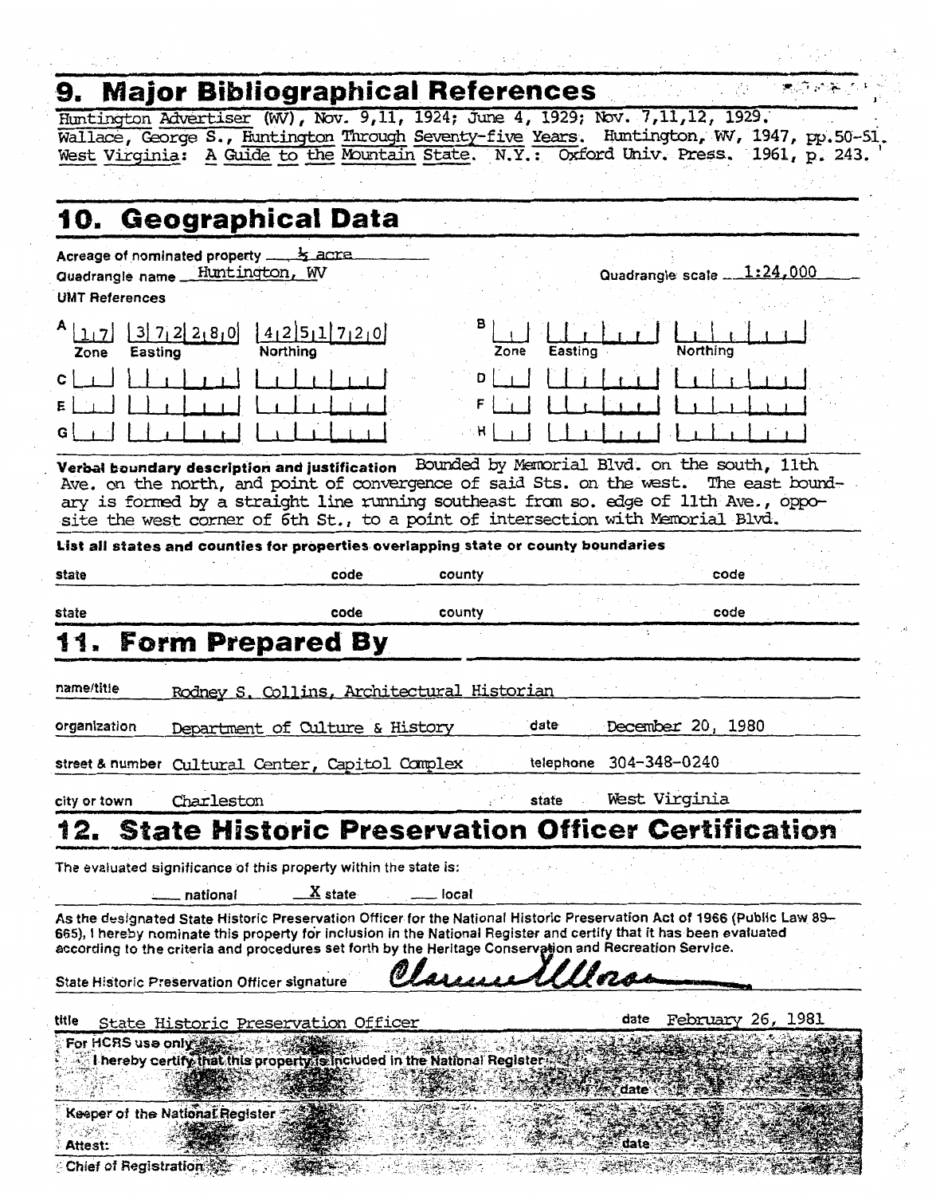## 9. Major Bibliographical References

Huntington Advertiser (WV), Nov. 9,11, 1924; June 4, 1929; Nov. 7,11,12, 1929.
Wallace, George S., Huntington Through Seventy-five Years. Huntington, WV, 1947, pp.50-51.
West Virginia: A Guide to the Mountain State. N.Y.: Oxford Univ. Press. 1961, p. 243.

## 10. Geographical Data

Acreage of nominated property ½ acre

Quadrangle name Huntington, WV

Quadrangle scale 1:24,000

UMT References

| | Zone | Easting | Northing |
|---|---|---|---|
| A | 17 | 372280 | 4251720 |
| B | | | |
| C | | | |
| D | | | |
| E | | | |
| F | | | |
| G | | | |
| H | | | |

**Verbal boundary description and justification** Bounded by Memorial Blvd. on the south, 11th Ave. on the north, and point of convergence of said Sts. on the west. The east boundary is formed by a straight line running southeast from so. edge of 11th Ave., opposite the west corner of 6th St., to a point of intersection with Memorial Blvd.

**List all states and counties for properties overlapping state or county boundaries**

| state | code | county | code |
|---|---|---|---|
| | | | |
| | | | |

## 11. Form Prepared By

name/title Rodney S. Collins, Architectural Historian

organization Department of Culture & History date December 20, 1980

street & number Cultural Center, Capitol Complex telephone 304-348-0240

city or town Charleston state West Virginia

## 12. State Historic Preservation Officer Certification

The evaluated significance of this property within the state is:

___ national X state ___ local

As the designated State Historic Preservation Officer for the National Historic Preservation Act of 1966 (Public Law 89-665), I hereby nominate this property for inclusion in the National Register and certify that it has been evaluated according to the criteria and procedures set forth by the Heritage Conservation and Recreation Service.

State Historic Preservation Officer signature Clarence Moore

title State Historic Preservation Officer date February 26, 1981

For HCRS use only
I hereby certify that this property is included in the National Register

date

Keeper of the National Register

Attest: date

Chief of Registration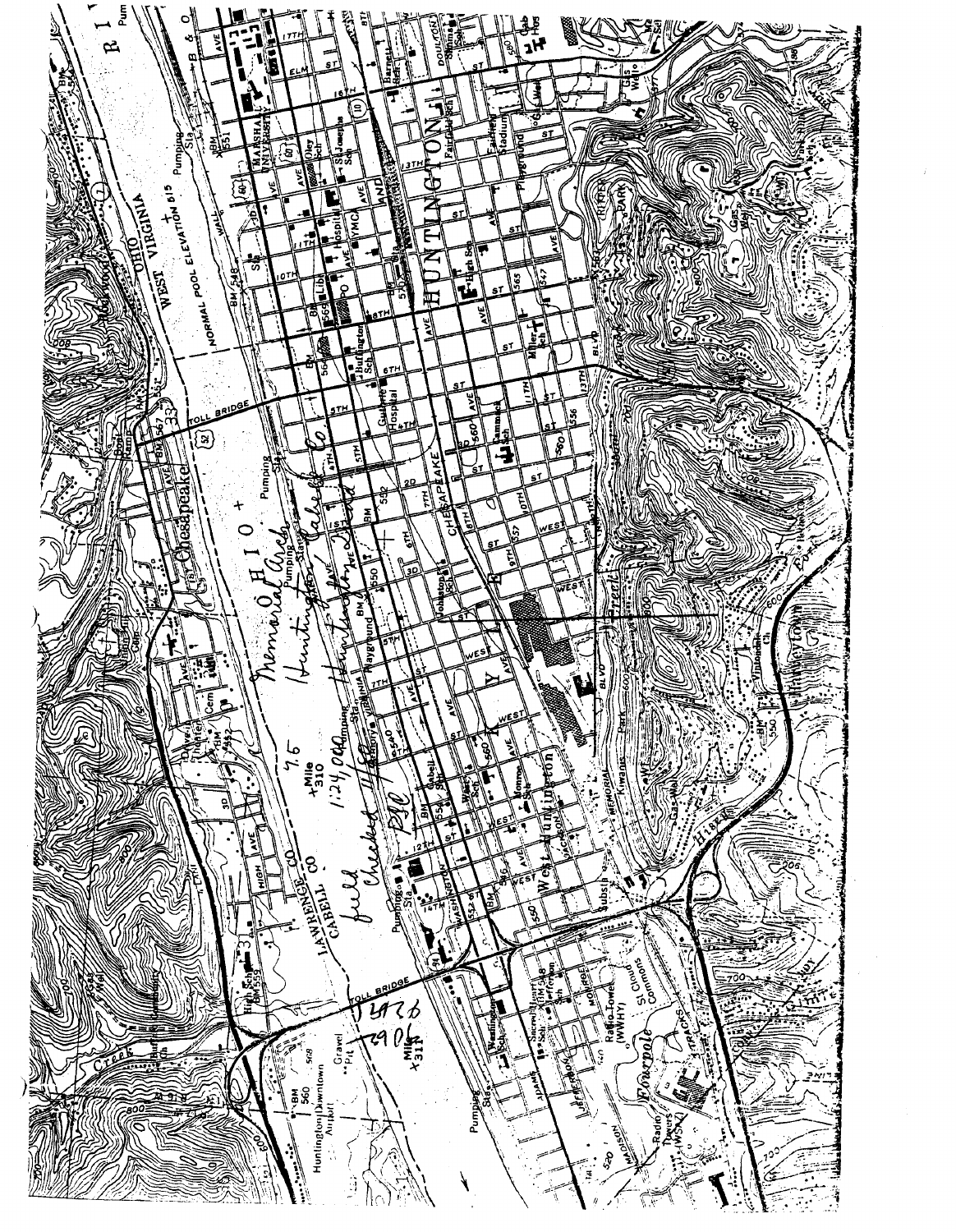Memorial Arch

Huntington, Cabell Co

Huntington West Quad

7.5

1:24,000

field Checked 1/82 RJC

3426

2906